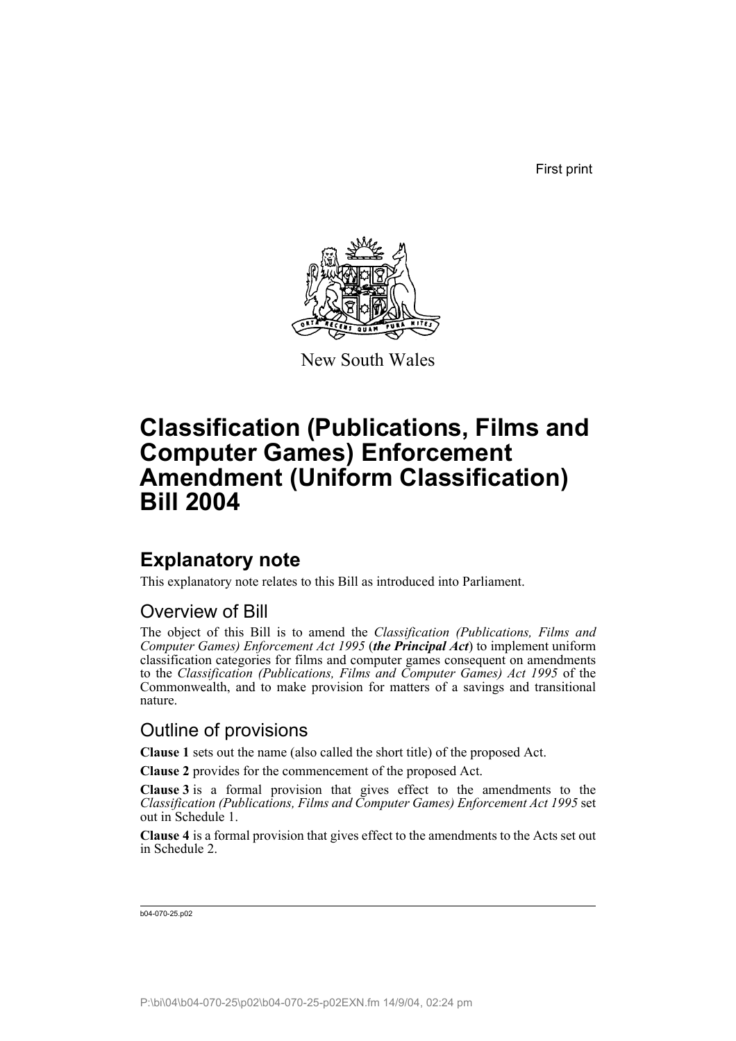First print

New South Wales

# Classification (Publications, Films and Computer Games) Enforcement Amendment (Uniform Classification) Bill 2004

## Explanatory note

This explanatory note relates to this Bill as introduced into Parliament.

### Overview of Bill

The object of this Bill is to amend the *Classification (Publications, Films and Computer Games) Enforcement Act 1995* (***the Principal Act***) to implement uniform classification categories for films and computer games consequent on amendments to the *Classification (Publications, Films and Computer Games) Act 1995* of the Commonwealth, and to make provision for matters of a savings and transitional nature.

### Outline of provisions

**Clause 1** sets out the name (also called the short title) of the proposed Act.

**Clause 2** provides for the commencement of the proposed Act.

**Clause 3** is a formal provision that gives effect to the amendments to the *Classification (Publications, Films and Computer Games) Enforcement Act 1995* set out in Schedule 1.

**Clause 4** is a formal provision that gives effect to the amendments to the Acts set out in Schedule 2.

b04-070-25.p02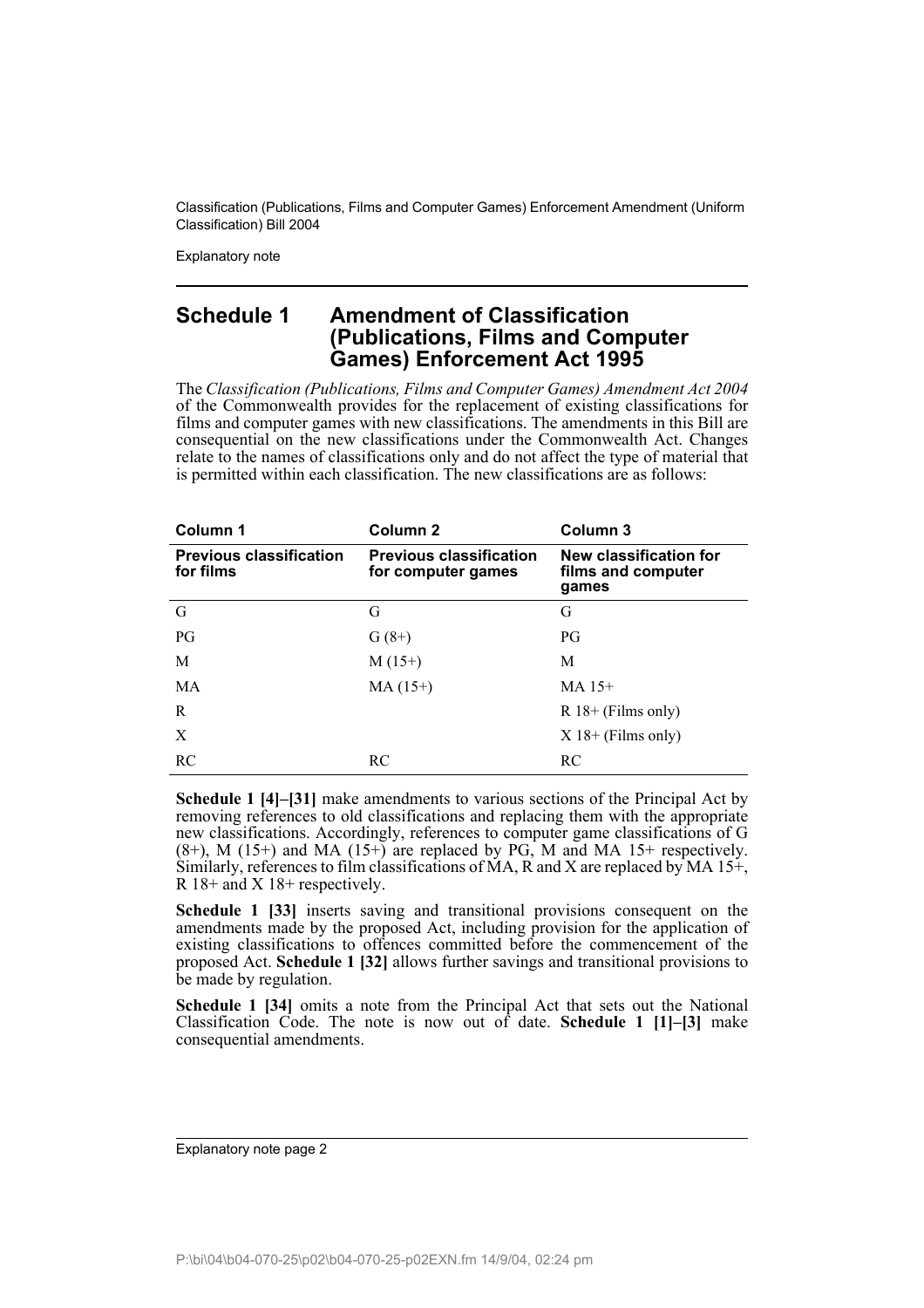## Schedule 1 Amendment of Classification (Publications, Films and Computer Games) Enforcement Act 1995

The *Classification (Publications, Films and Computer Games) Amendment Act 2004* of the Commonwealth provides for the replacement of existing classifications for films and computer games with new classifications. The amendments in this Bill are consequential on the new classifications under the Commonwealth Act. Changes relate to the names of classifications only and do not affect the type of material that is permitted within each classification. The new classifications are as follows:

| Column 1<br>Previous classification for films | Column 2<br>Previous classification for computer games | Column 3<br>New classification for films and computer games |
|---|---|---|
| G | G | G |
| PG | G (8+) | PG |
| M | M (15+) | M |
| MA | MA (15+) | MA 15+ |
| R | | R 18+ (Films only) |
| X | | X 18+ (Films only) |
| RC | RC | RC |

**Schedule 1 [4]–[31]** make amendments to various sections of the Principal Act by removing references to old classifications and replacing them with the appropriate new classifications. Accordingly, references to computer game classifications of G (8+), M (15+) and MA (15+) are replaced by PG, M and MA 15+ respectively. Similarly, references to film classifications of MA, R and X are replaced by MA 15+, R 18+ and X 18+ respectively.

**Schedule 1 [33]** inserts saving and transitional provisions consequent on the amendments made by the proposed Act, including provision for the application of existing classifications to offences committed before the commencement of the proposed Act. **Schedule 1 [32]** allows further savings and transitional provisions to be made by regulation.

**Schedule 1 [34]** omits a note from the Principal Act that sets out the National Classification Code. The note is now out of date. **Schedule 1 [1]–[3]** make consequential amendments.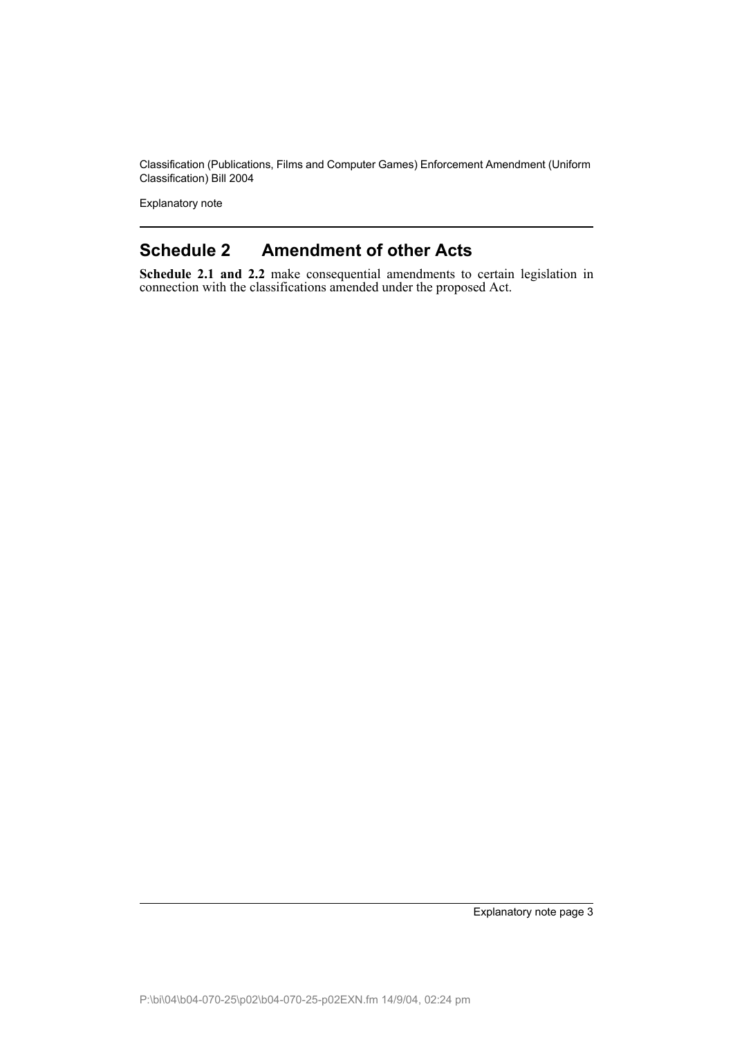## Schedule 2 Amendment of other Acts

**Schedule 2.1 and 2.2** make consequential amendments to certain legislation in connection with the classifications amended under the proposed Act.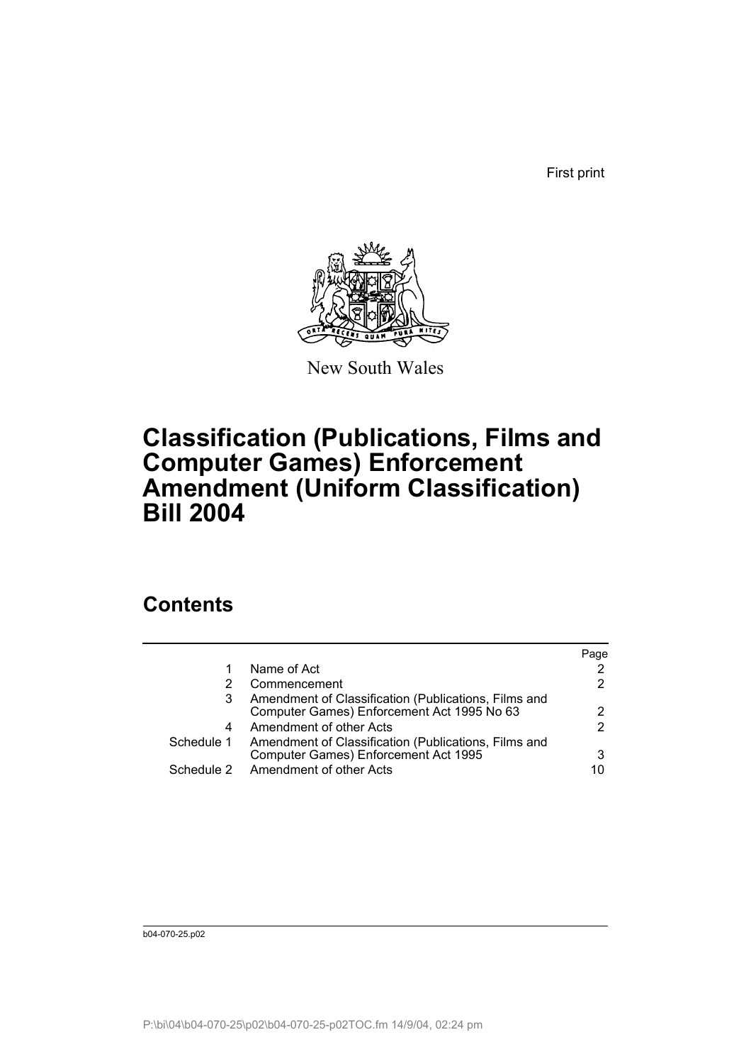First print

New South Wales

# Classification (Publications, Films and Computer Games) Enforcement Amendment (Uniform Classification) Bill 2004

## Contents

| | | Page |
|---|---|---|
| 1 | Name of Act | 2 |
| 2 | Commencement | 2 |
| 3 | Amendment of Classification (Publications, Films and Computer Games) Enforcement Act 1995 No 63 | 2 |
| 4 | Amendment of other Acts | 2 |
| Schedule 1 | Amendment of Classification (Publications, Films and Computer Games) Enforcement Act 1995 | 3 |
| Schedule 2 | Amendment of other Acts | 10 |

b04-070-25.p02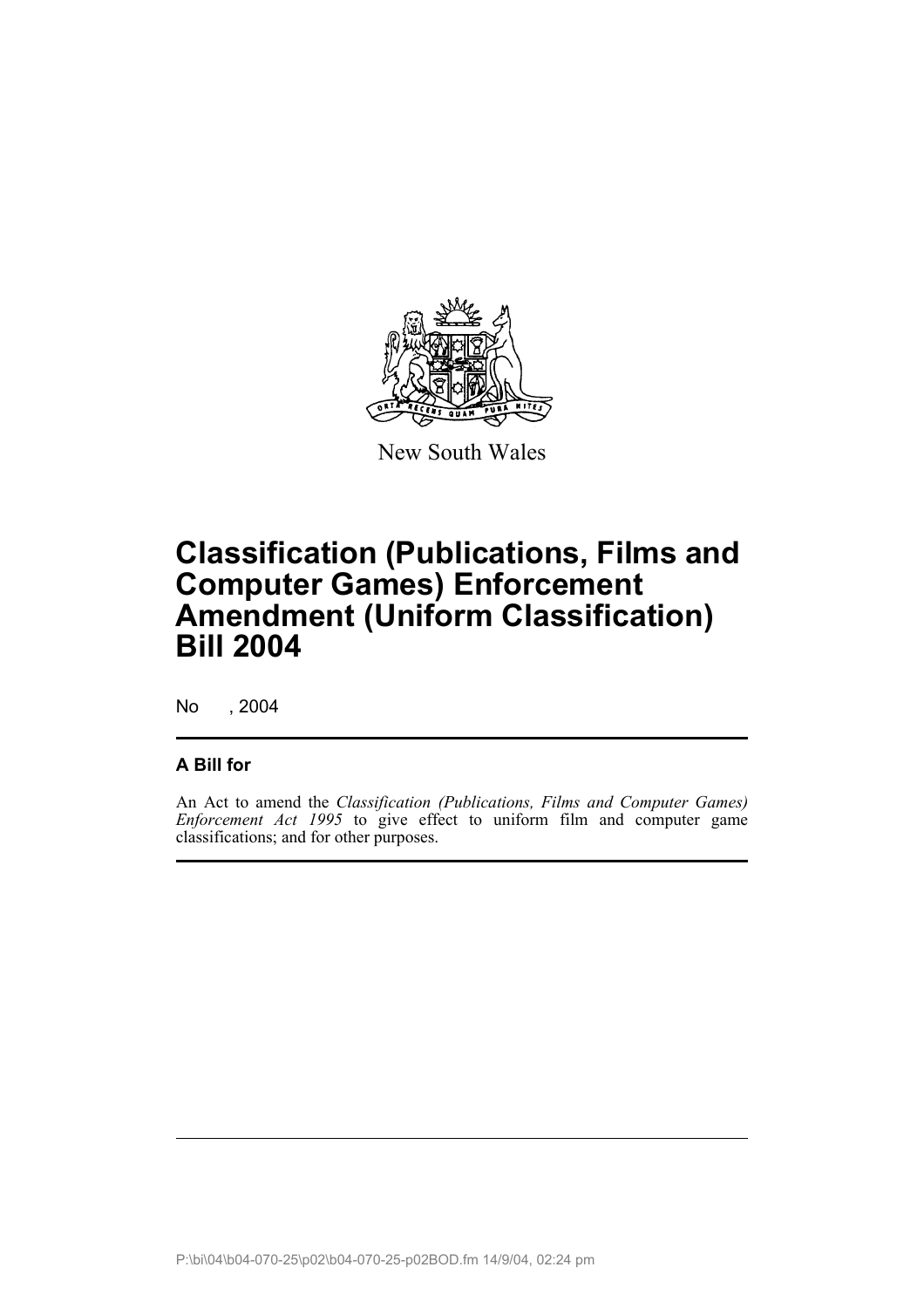New South Wales

# Classification (Publications, Films and Computer Games) Enforcement Amendment (Uniform Classification) Bill 2004

No , 2004

## A Bill for

An Act to amend the *Classification (Publications, Films and Computer Games) Enforcement Act 1995* to give effect to uniform film and computer game classifications; and for other purposes.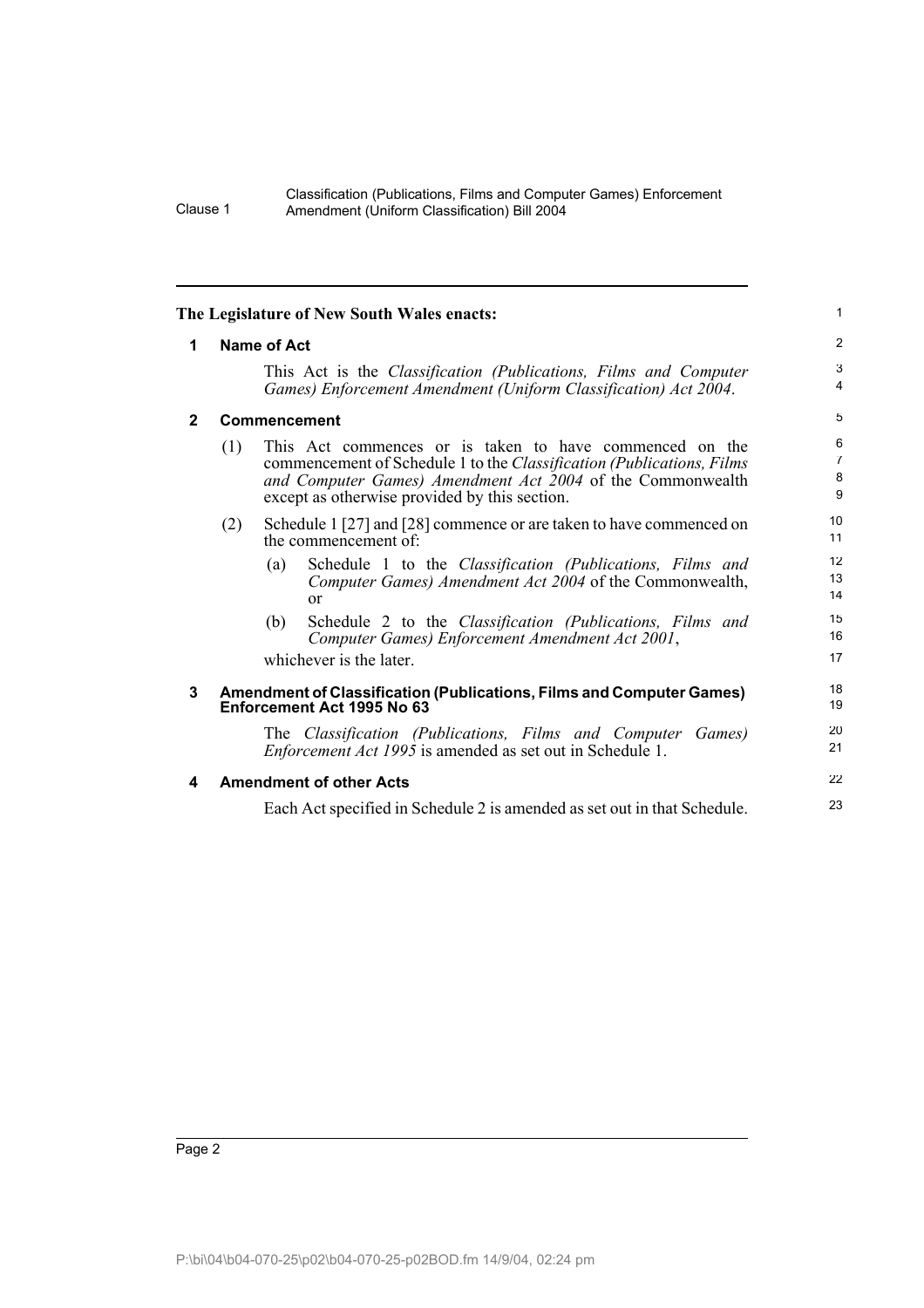**The Legislature of New South Wales enacts:**

## 1 Name of Act

This Act is the *Classification (Publications, Films and Computer Games) Enforcement Amendment (Uniform Classification) Act 2004*.

## 2 Commencement

(1) This Act commences or is taken to have commenced on the commencement of Schedule 1 to the *Classification (Publications, Films and Computer Games) Amendment Act 2004* of the Commonwealth except as otherwise provided by this section.

(2) Schedule 1 [27] and [28] commence or are taken to have commenced on the commencement of:

(a) Schedule 1 to the *Classification (Publications, Films and Computer Games) Amendment Act 2004* of the Commonwealth, or

(b) Schedule 2 to the *Classification (Publications, Films and Computer Games) Enforcement Amendment Act 2001*,

whichever is the later.

## 3 Amendment of Classification (Publications, Films and Computer Games) Enforcement Act 1995 No 63

The *Classification (Publications, Films and Computer Games) Enforcement Act 1995* is amended as set out in Schedule 1.

## 4 Amendment of other Acts

Each Act specified in Schedule 2 is amended as set out in that Schedule.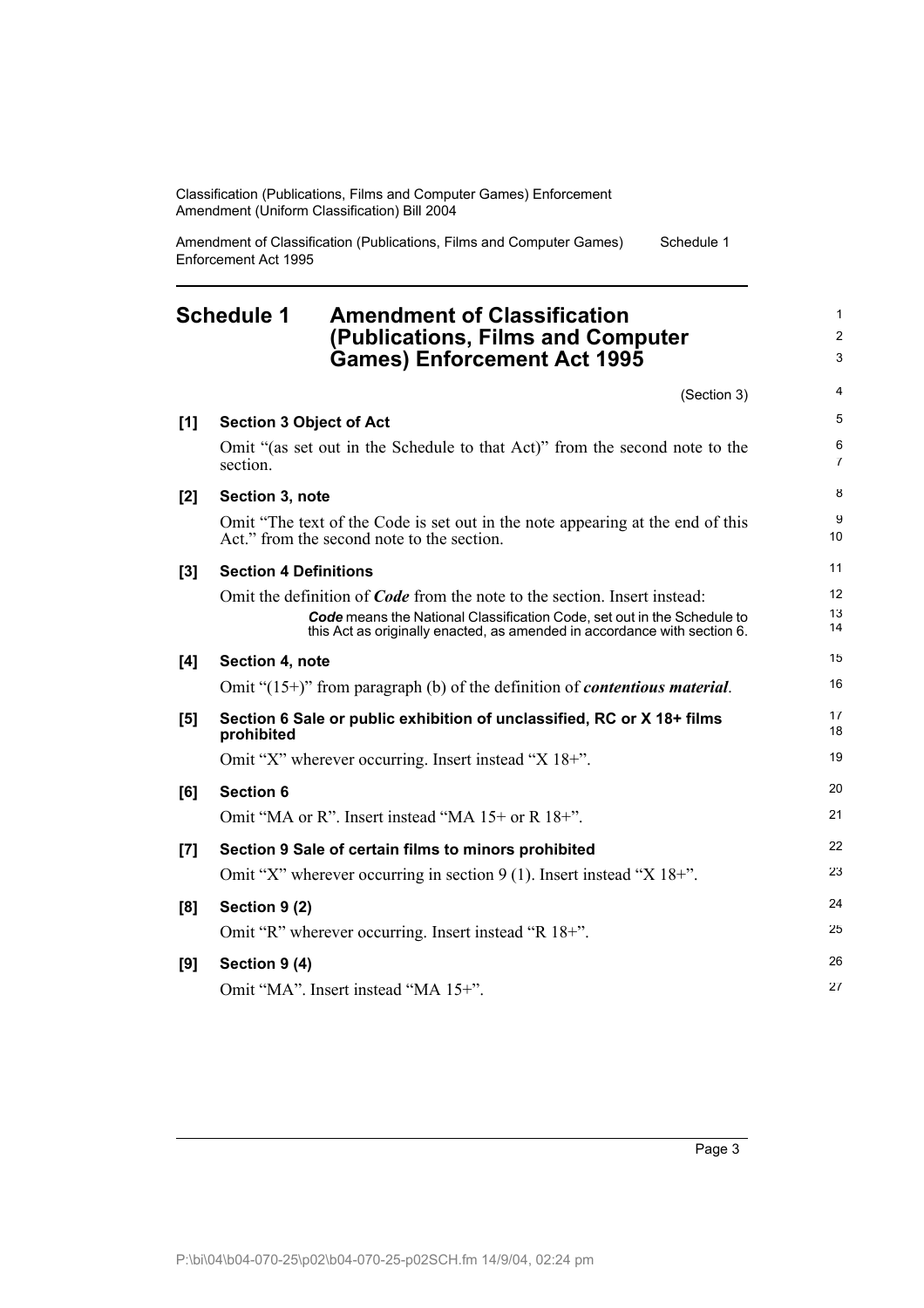# Schedule 1 Amendment of Classification (Publications, Films and Computer Games) Enforcement Act 1995

(Section 3)

**[1] Section 3 Object of Act**

Omit "(as set out in the Schedule to that Act)" from the second note to the section.

**[2] Section 3, note**

Omit "The text of the Code is set out in the note appearing at the end of this Act." from the second note to the section.

**[3] Section 4 Definitions**

Omit the definition of ***Code*** from the note to the section. Insert instead:

> ***Code*** means the National Classification Code, set out in the Schedule to this Act as originally enacted, as amended in accordance with section 6.

**[4] Section 4, note**

Omit "(15+)" from paragraph (b) of the definition of ***contentious material***.

**[5] Section 6 Sale or public exhibition of unclassified, RC or X 18+ films prohibited**

Omit "X" wherever occurring. Insert instead "X 18+".

**[6] Section 6**

Omit "MA or R". Insert instead "MA 15+ or R 18+".

**[7] Section 9 Sale of certain films to minors prohibited**

Omit "X" wherever occurring in section 9 (1). Insert instead "X 18+".

**[8] Section 9 (2)**

Omit "R" wherever occurring. Insert instead "R 18+".

**[9] Section 9 (4)**

Omit "MA". Insert instead "MA 15+".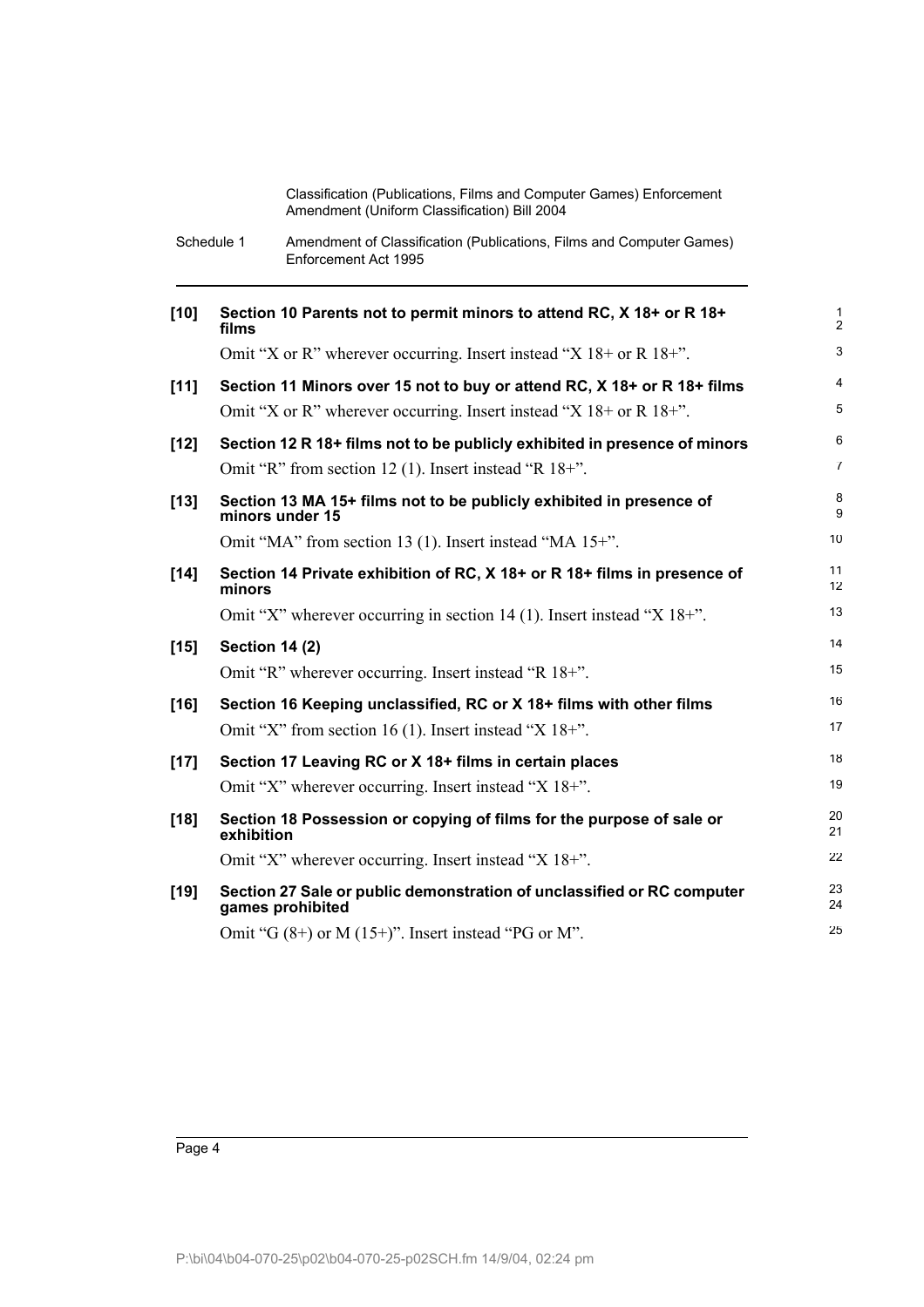**[10] Section 10 Parents not to permit minors to attend RC, X 18+ or R 18+ films**

Omit "X or R" wherever occurring. Insert instead "X 18+ or R 18+".

**[11] Section 11 Minors over 15 not to buy or attend RC, X 18+ or R 18+ films**

Omit "X or R" wherever occurring. Insert instead "X 18+ or R 18+".

**[12] Section 12 R 18+ films not to be publicly exhibited in presence of minors**

Omit "R" from section 12 (1). Insert instead "R 18+".

**[13] Section 13 MA 15+ films not to be publicly exhibited in presence of minors under 15**

Omit "MA" from section 13 (1). Insert instead "MA 15+".

**[14] Section 14 Private exhibition of RC, X 18+ or R 18+ films in presence of minors**

Omit "X" wherever occurring in section 14 (1). Insert instead "X 18+".

**[15] Section 14 (2)**

Omit "R" wherever occurring. Insert instead "R 18+".

**[16] Section 16 Keeping unclassified, RC or X 18+ films with other films**

Omit "X" from section 16 (1). Insert instead "X 18+".

**[17] Section 17 Leaving RC or X 18+ films in certain places**

Omit "X" wherever occurring. Insert instead "X 18+".

**[18] Section 18 Possession or copying of films for the purpose of sale or exhibition**

Omit "X" wherever occurring. Insert instead "X 18+".

**[19] Section 27 Sale or public demonstration of unclassified or RC computer games prohibited**

Omit "G (8+) or M (15+)". Insert instead "PG or M".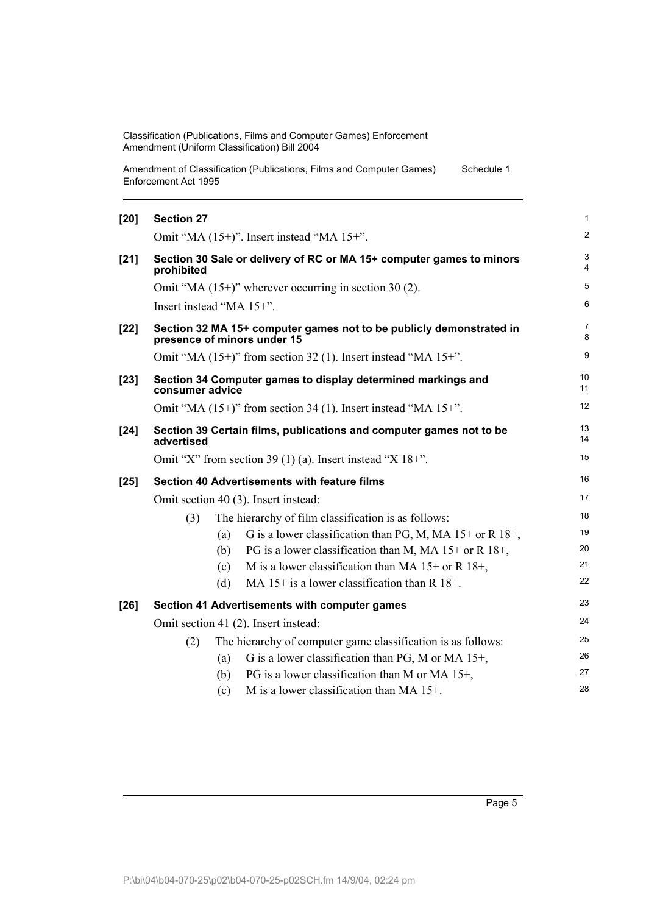**[20] Section 27**

Omit "MA (15+)". Insert instead "MA 15+".

**[21] Section 30 Sale or delivery of RC or MA 15+ computer games to minors prohibited**

Omit "MA (15+)" wherever occurring in section 30 (2).

Insert instead "MA 15+".

**[22] Section 32 MA 15+ computer games not to be publicly demonstrated in presence of minors under 15**

Omit "MA (15+)" from section 32 (1). Insert instead "MA 15+".

**[23] Section 34 Computer games to display determined markings and consumer advice**

Omit "MA (15+)" from section 34 (1). Insert instead "MA 15+".

**[24] Section 39 Certain films, publications and computer games not to be advertised**

Omit "X" from section 39 (1) (a). Insert instead "X 18+".

**[25] Section 40 Advertisements with feature films**

Omit section 40 (3). Insert instead:

(3) The hierarchy of film classification is as follows:

- (a) G is a lower classification than PG, M, MA 15+ or R 18+,
- (b) PG is a lower classification than M, MA 15+ or R 18+,
- (c) M is a lower classification than MA 15+ or R 18+,
- (d) MA 15+ is a lower classification than R 18+.

**[26] Section 41 Advertisements with computer games**

Omit section 41 (2). Insert instead:

(2) The hierarchy of computer game classification is as follows:

- (a) G is a lower classification than PG, M or MA 15+,
- (b) PG is a lower classification than M or MA 15+,
- (c) M is a lower classification than MA 15+.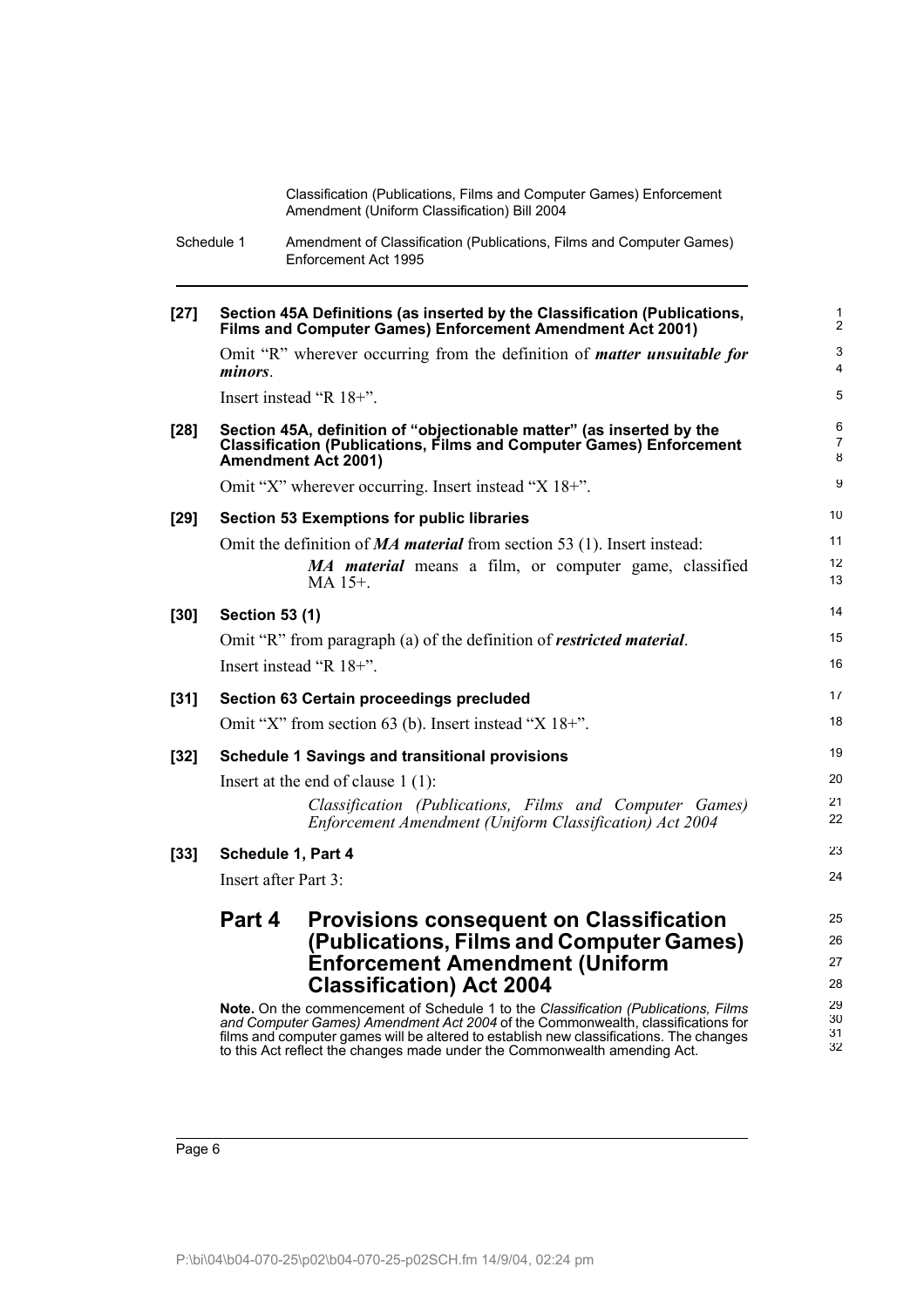**[27] Section 45A Definitions (as inserted by the Classification (Publications, Films and Computer Games) Enforcement Amendment Act 2001)**

Omit "R" wherever occurring from the definition of ***matter unsuitable for minors***.

Insert instead "R 18+".

**[28] Section 45A, definition of "objectionable matter" (as inserted by the Classification (Publications, Films and Computer Games) Enforcement Amendment Act 2001)**

Omit "X" wherever occurring. Insert instead "X 18+".

**[29] Section 53 Exemptions for public libraries**

Omit the definition of ***MA material*** from section 53 (1). Insert instead:

> ***MA material*** means a film, or computer game, classified MA 15+.

**[30] Section 53 (1)**

Omit "R" from paragraph (a) of the definition of ***restricted material***.

Insert instead "R 18+".

**[31] Section 63 Certain proceedings precluded**

Omit "X" from section 63 (b). Insert instead "X 18+".

**[32] Schedule 1 Savings and transitional provisions**

Insert at the end of clause 1 (1):

> *Classification (Publications, Films and Computer Games) Enforcement Amendment (Uniform Classification) Act 2004*

**[33] Schedule 1, Part 4**

Insert after Part 3:

## Part 4 Provisions consequent on Classification (Publications, Films and Computer Games) Enforcement Amendment (Uniform Classification) Act 2004

**Note.** On the commencement of Schedule 1 to the *Classification (Publications, Films and Computer Games) Amendment Act 2004* of the Commonwealth, classifications for films and computer games will be altered to establish new classifications. The changes to this Act reflect the changes made under the Commonwealth amending Act.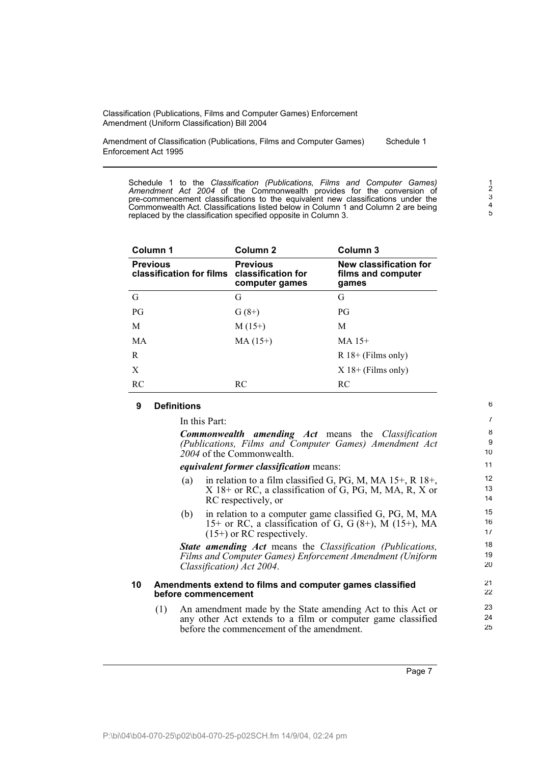Schedule 1 to the *Classification (Publications, Films and Computer Games) Amendment Act 2004* of the Commonwealth provides for the conversion of pre-commencement classifications to the equivalent new classifications under the Commonwealth Act. Classifications listed below in Column 1 and Column 2 are being replaced by the classification specified opposite in Column 3.

| Column 1 | Column 2 | Column 3 |
|---|---|---|
| **Previous classification for films** | **Previous classification for computer games** | **New classification for films and computer games** |
| G | G | G |
| PG | G (8+) | PG |
| M | M (15+) | M |
| MA | MA (15+) | MA 15+ |
| R | | R 18+ (Films only) |
| X | | X 18+ (Films only) |
| RC | RC | RC |

### 9 Definitions

In this Part:

***Commonwealth amending Act*** means the *Classification (Publications, Films and Computer Games) Amendment Act 2004* of the Commonwealth.

***equivalent former classification*** means:

(a) in relation to a film classified G, PG, M, MA 15+, R 18+, X 18+ or RC, a classification of G, PG, M, MA, R, X or RC respectively, or

(b) in relation to a computer game classified G, PG, M, MA 15+ or RC, a classification of G, G (8+), M (15+), MA (15+) or RC respectively.

***State amending Act*** means the *Classification (Publications, Films and Computer Games) Enforcement Amendment (Uniform Classification) Act 2004*.

### 10 Amendments extend to films and computer games classified before commencement

(1) An amendment made by the State amending Act to this Act or any other Act extends to a film or computer game classified before the commencement of the amendment.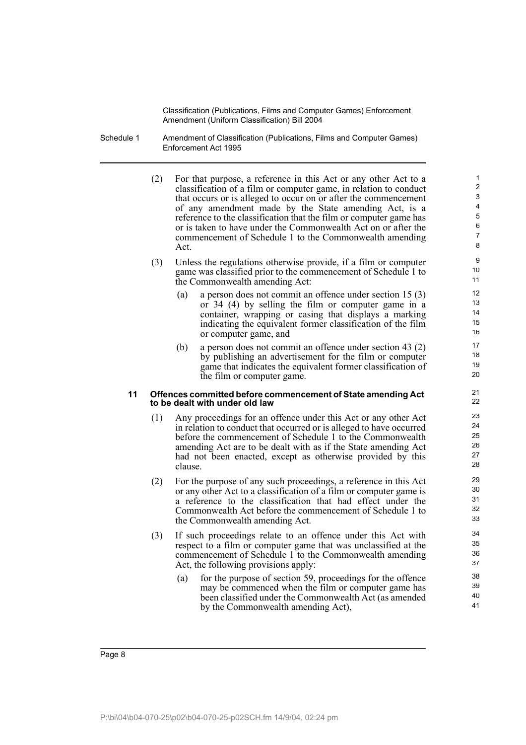(2) For that purpose, a reference in this Act or any other Act to a classification of a film or computer game, in relation to conduct that occurs or is alleged to occur on or after the commencement of any amendment made by the State amending Act, is a reference to the classification that the film or computer game has or is taken to have under the Commonwealth Act on or after the commencement of Schedule 1 to the Commonwealth amending Act.

(3) Unless the regulations otherwise provide, if a film or computer game was classified prior to the commencement of Schedule 1 to the Commonwealth amending Act:

- (a) a person does not commit an offence under section 15 (3) or 34 (4) by selling the film or computer game in a container, wrapping or casing that displays a marking indicating the equivalent former classification of the film or computer game, and
- (b) a person does not commit an offence under section 43 (2) by publishing an advertisement for the film or computer game that indicates the equivalent former classification of the film or computer game.

**11 Offences committed before commencement of State amending Act to be dealt with under old law**

(1) Any proceedings for an offence under this Act or any other Act in relation to conduct that occurred or is alleged to have occurred before the commencement of Schedule 1 to the Commonwealth amending Act are to be dealt with as if the State amending Act had not been enacted, except as otherwise provided by this clause.

(2) For the purpose of any such proceedings, a reference in this Act or any other Act to a classification of a film or computer game is a reference to the classification that had effect under the Commonwealth Act before the commencement of Schedule 1 to the Commonwealth amending Act.

(3) If such proceedings relate to an offence under this Act with respect to a film or computer game that was unclassified at the commencement of Schedule 1 to the Commonwealth amending Act, the following provisions apply:

- (a) for the purpose of section 59, proceedings for the offence may be commenced when the film or computer game has been classified under the Commonwealth Act (as amended by the Commonwealth amending Act),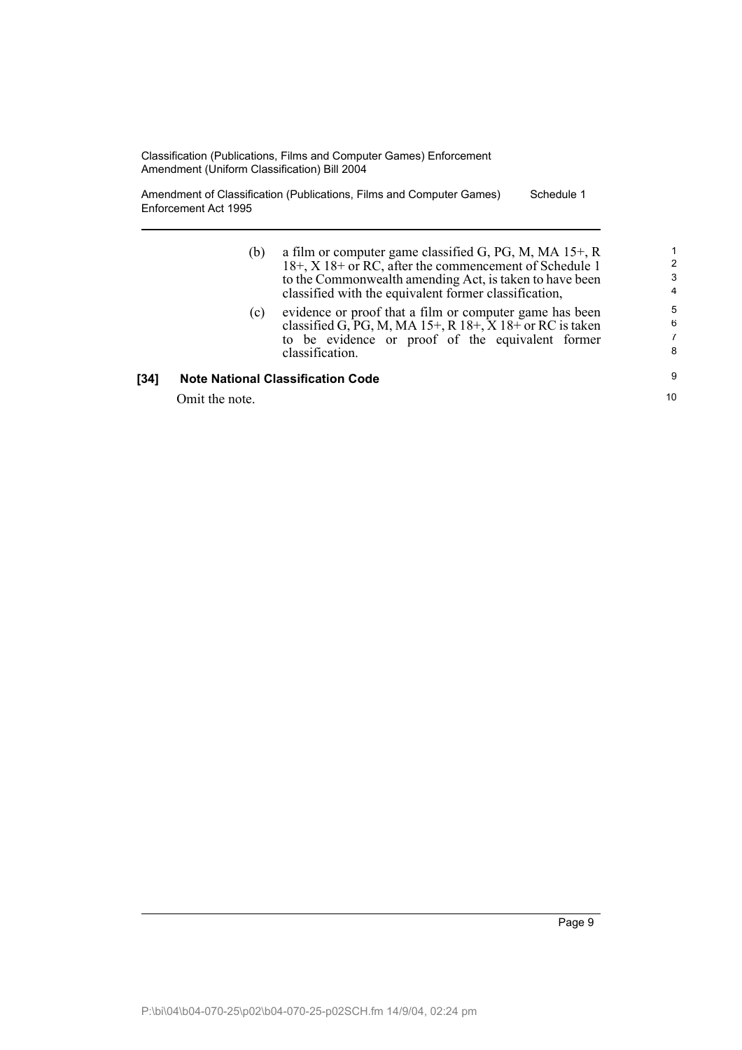(b) a film or computer game classified G, PG, M, MA 15+, R 18+, X 18+ or RC, after the commencement of Schedule 1 to the Commonwealth amending Act, is taken to have been classified with the equivalent former classification,

(c) evidence or proof that a film or computer game has been classified G, PG, M, MA 15+, R 18+, X 18+ or RC is taken to be evidence or proof of the equivalent former classification.

**[34] Note National Classification Code**

Omit the note.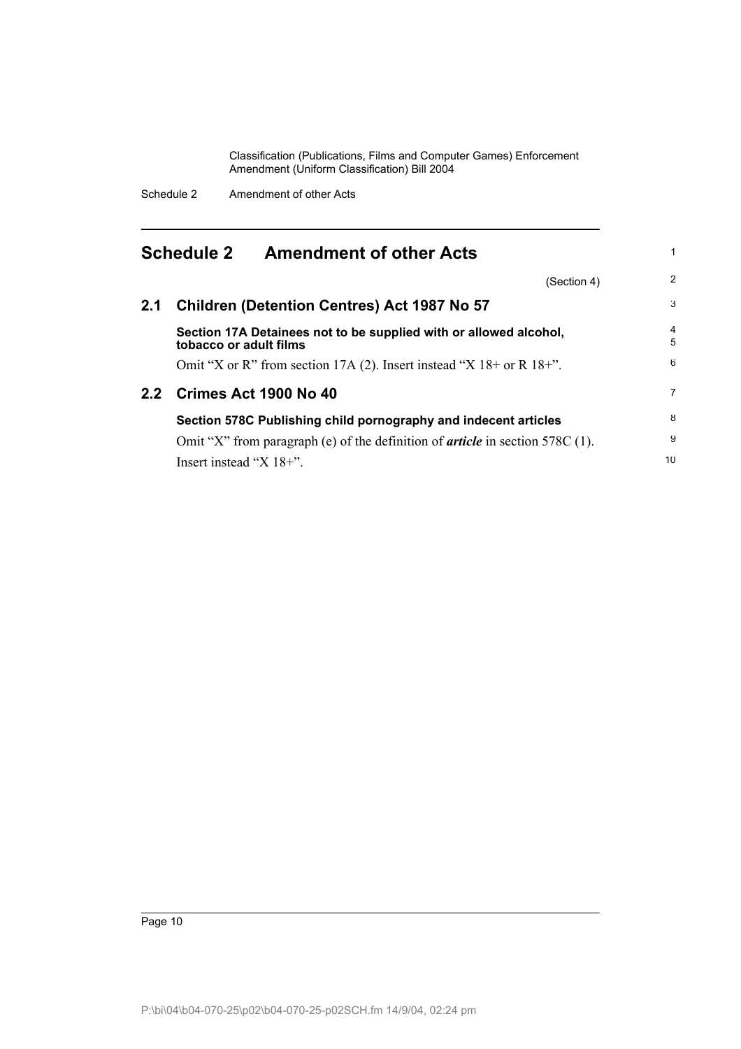## Schedule 2 Amendment of other Acts

(Section 4)

### 2.1 Children (Detention Centres) Act 1987 No 57

**Section 17A Detainees not to be supplied with or allowed alcohol, tobacco or adult films**

Omit "X or R" from section 17A (2). Insert instead "X 18+ or R 18+".

### 2.2 Crimes Act 1900 No 40

**Section 578C Publishing child pornography and indecent articles**

Omit "X" from paragraph (e) of the definition of ***article*** in section 578C (1). Insert instead "X 18+".